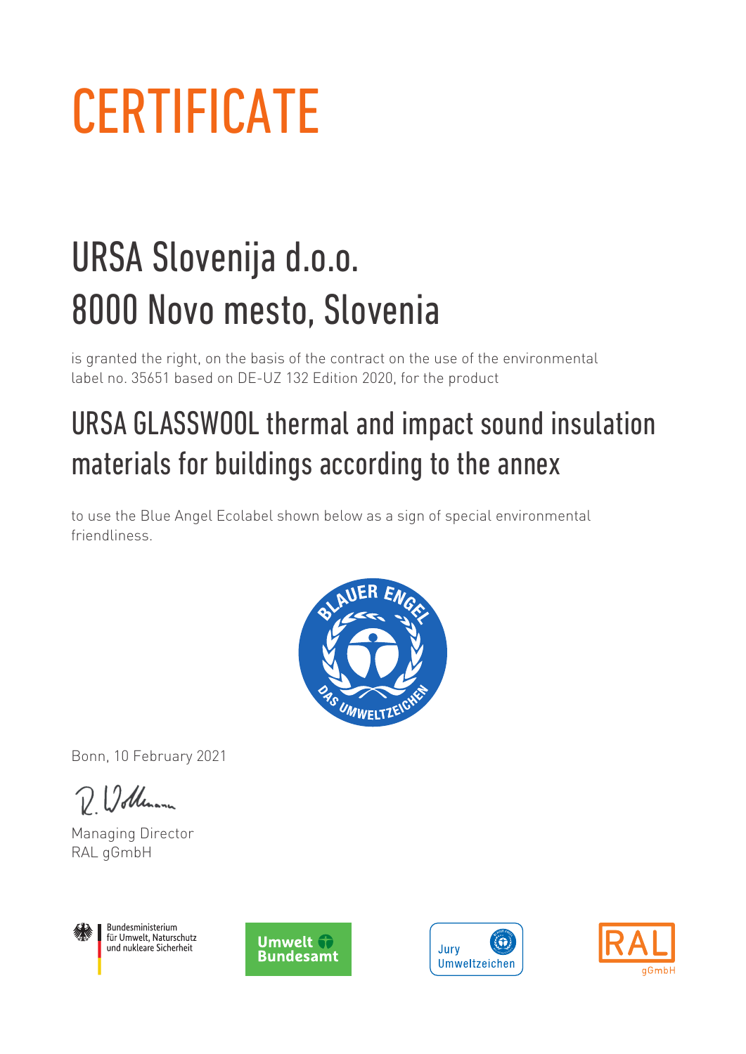# CERTIFICATE

## URSA Slovenija d.o.o.
## 8000 Novo mesto, Slovenia

is granted the right, on the basis of the contract on the use of the environmental label no. 35651 based on DE-UZ 132 Edition 2020, for the product

## URSA GLASSWOOL thermal and impact sound insulation materials for buildings according to the annex

to use the Blue Angel Ecolabel shown below as a sign of special environmental friendliness.

Bonn, 10 February 2021

Managing Director
RAL gGmbH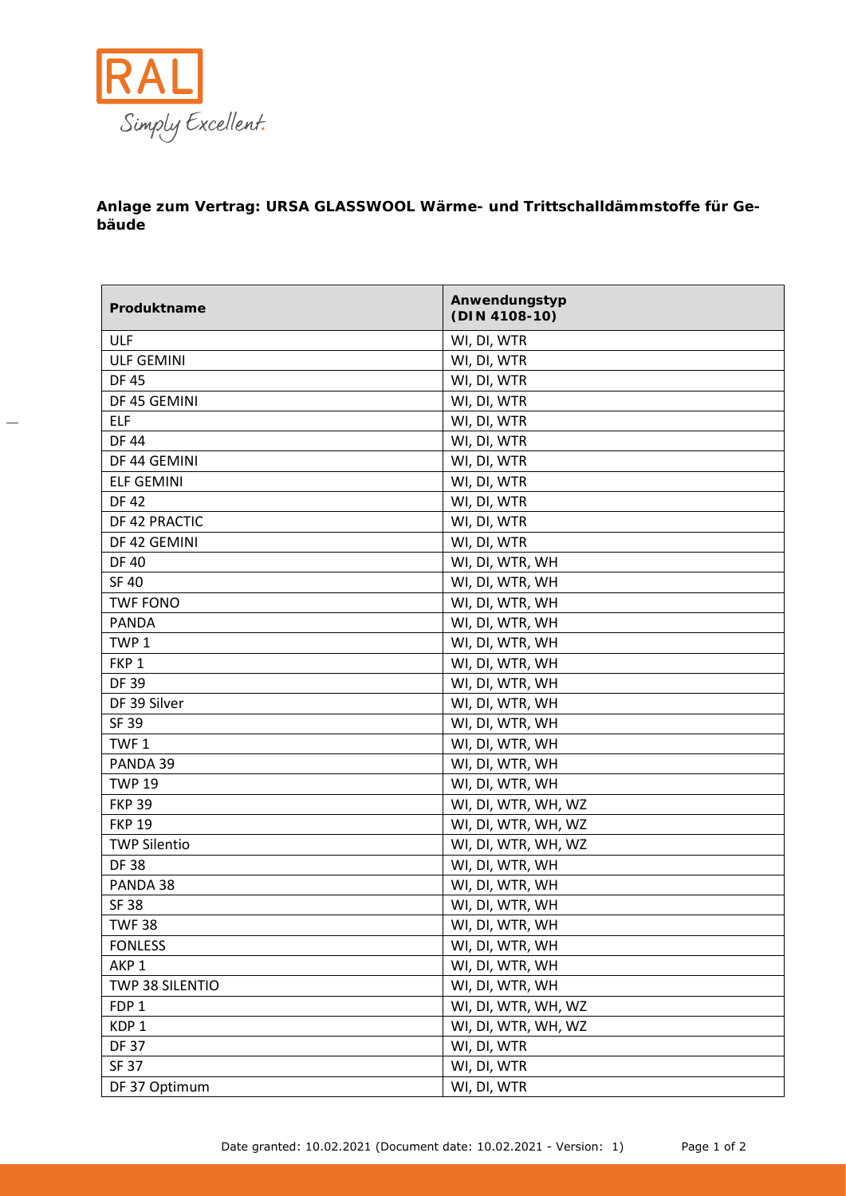**Anlage zum Vertrag: URSA GLASSWOOL Wärme- und Trittschalldämmstoffe für Gebäude**

| Produktname | Anwendungstyp (DIN 4108-10) |
|---|---|
| ULF | WI, DI, WTR |
| ULF GEMINI | WI, DI, WTR |
| DF 45 | WI, DI, WTR |
| DF 45 GEMINI | WI, DI, WTR |
| ELF | WI, DI, WTR |
| DF 44 | WI, DI, WTR |
| DF 44 GEMINI | WI, DI, WTR |
| ELF GEMINI | WI, DI, WTR |
| DF 42 | WI, DI, WTR |
| DF 42 PRACTIC | WI, DI, WTR |
| DF 42 GEMINI | WI, DI, WTR |
| DF 40 | WI, DI, WTR, WH |
| SF 40 | WI, DI, WTR, WH |
| TWF FONO | WI, DI, WTR, WH |
| PANDA | WI, DI, WTR, WH |
| TWP 1 | WI, DI, WTR, WH |
| FKP 1 | WI, DI, WTR, WH |
| DF 39 | WI, DI, WTR, WH |
| DF 39 Silver | WI, DI, WTR, WH |
| SF 39 | WI, DI, WTR, WH |
| TWF 1 | WI, DI, WTR, WH |
| PANDA 39 | WI, DI, WTR, WH |
| TWP 19 | WI, DI, WTR, WH |
| FKP 39 | WI, DI, WTR, WH, WZ |
| FKP 19 | WI, DI, WTR, WH, WZ |
| TWP Silentio | WI, DI, WTR, WH, WZ |
| DF 38 | WI, DI, WTR, WH |
| PANDA 38 | WI, DI, WTR, WH |
| SF 38 | WI, DI, WTR, WH |
| TWF 38 | WI, DI, WTR, WH |
| FONLESS | WI, DI, WTR, WH |
| AKP 1 | WI, DI, WTR, WH |
| TWP 38 SILENTIO | WI, DI, WTR, WH |
| FDP 1 | WI, DI, WTR, WH, WZ |
| KDP 1 | WI, DI, WTR, WH, WZ |
| DF 37 | WI, DI, WTR |
| SF 37 | WI, DI, WTR |
| DF 37 Optimum | WI, DI, WTR |

Date granted: 10.02.2021 (Document date: 10.02.2021 - Version: 1)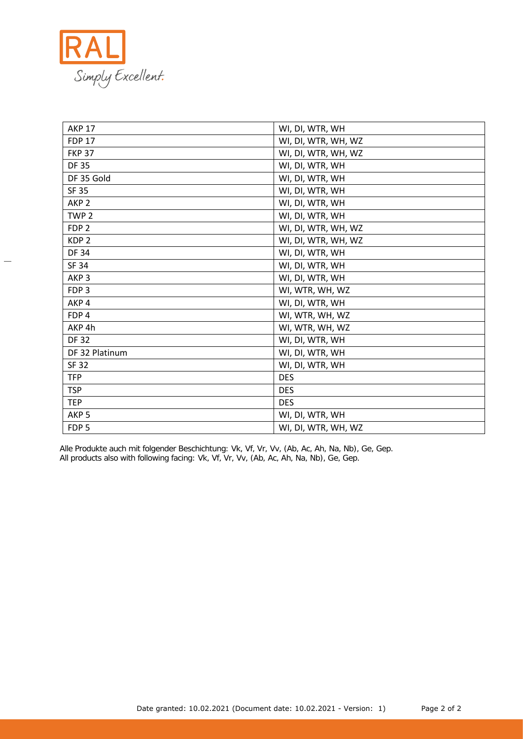| | |
|---|---|
| AKP 17 | WI, DI, WTR, WH |
| FDP 17 | WI, DI, WTR, WH, WZ |
| FKP 37 | WI, DI, WTR, WH, WZ |
| DF 35 | WI, DI, WTR, WH |
| DF 35 Gold | WI, DI, WTR, WH |
| SF 35 | WI, DI, WTR, WH |
| AKP 2 | WI, DI, WTR, WH |
| TWP 2 | WI, DI, WTR, WH |
| FDP 2 | WI, DI, WTR, WH, WZ |
| KDP 2 | WI, DI, WTR, WH, WZ |
| DF 34 | WI, DI, WTR, WH |
| SF 34 | WI, DI, WTR, WH |
| AKP 3 | WI, DI, WTR, WH |
| FDP 3 | WI, WTR, WH, WZ |
| AKP 4 | WI, DI, WTR, WH |
| FDP 4 | WI, WTR, WH, WZ |
| AKP 4h | WI, WTR, WH, WZ |
| DF 32 | WI, DI, WTR, WH |
| DF 32 Platinum | WI, DI, WTR, WH |
| SF 32 | WI, DI, WTR, WH |
| TFP | DES |
| TSP | DES |
| TEP | DES |
| AKP 5 | WI, DI, WTR, WH |
| FDP 5 | WI, DI, WTR, WH, WZ |

Alle Produkte auch mit folgender Beschichtung: Vk, Vf, Vr, Vv, (Ab, Ac, Ah, Na, Nb), Ge, Gep.
All products also with following facing: Vk, Vf, Vr, Vv, (Ab, Ac, Ah, Na, Nb), Ge, Gep.

Date granted: 10.02.2021 (Document date: 10.02.2021 - Version: 1)